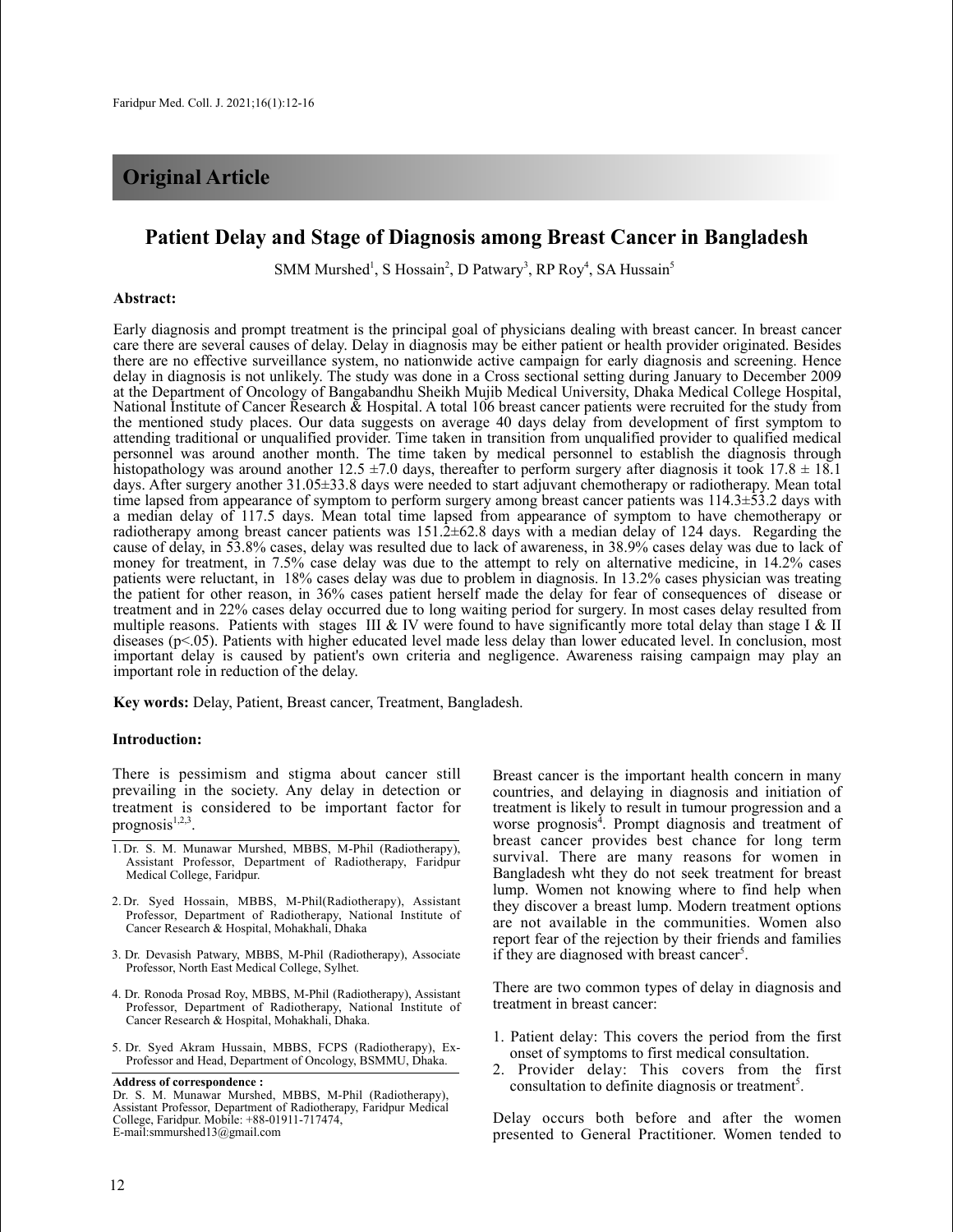## Original Article

# Patient Delay and Stage of Diagnosis among Breast Cancer in Bangladesh

SMM Murshed[1], S Hossain[2], D Patwary[3], RP Roy[4], SA Hussain[5]

### Abstract:

Early diagnosis and prompt treatment is the principal goal of physicians dealing with breast cancer. In breast cancer care there are several causes of delay. Delay in diagnosis may be either patient or health provider originated. Besides there are no effective surveillance system, no nationwide active campaign for early diagnosis and screening. Hence delay in diagnosis is not unlikely. The study was done in a Cross sectional setting during January to December 2009 at the Department of Oncology of Bangabandhu Sheikh Mujib Medical University, Dhaka Medical College Hospital, National Institute of Cancer Research & Hospital. A total 106 breast cancer patients were recruited for the study from the mentioned study places. Our data suggests on average 40 days delay from development of first symptom to attending traditional or unqualified provider. Time taken in transition from unqualified provider to qualified medical personnel was around another month. The time taken by medical personnel to establish the diagnosis through histopathology was around another 12.5 ±7.0 days, thereafter to perform surgery after diagnosis it took 17.8 ± 18.1 days. After surgery another 31.05±33.8 days were needed to start adjuvant chemotherapy or radiotherapy. Mean total time lapsed from appearance of symptom to perform surgery among breast cancer patients was 114.3±53.2 days with a median delay of 117.5 days. Mean total time lapsed from appearance of symptom to have chemotherapy or radiotherapy among breast cancer patients was 151.2±62.8 days with a median delay of 124 days. Regarding the cause of delay, in 53.8% cases, delay was resulted due to lack of awareness, in 38.9% cases delay was due to lack of money for treatment, in 7.5% case delay was due to the attempt to rely on alternative medicine, in 14.2% cases patients were reluctant, in 18% cases delay was due to problem in diagnosis. In 13.2% cases physician was treating the patient for other reason, in 36% cases patient herself made the delay for fear of consequences of disease or treatment and in 22% cases delay occurred due to long waiting period for surgery. In most cases delay resulted from multiple reasons. Patients with stages III & IV were found to have significantly more total delay than stage I & II diseases ($p<.05$). Patients with higher educated level made less delay than lower educated level. In conclusion, most important delay is caused by patient's own criteria and negligence. Awareness raising campaign may play an important role in reduction of the delay.

**Key words:** Delay, Patient, Breast cancer, Treatment, Bangladesh.

### Introduction:

There is pessimism and stigma about cancer still prevailing in the society. Any delay in detection or treatment is considered to be important factor for prognosis[1,2,3].

Breast cancer is the important health concern in many countries, and delaying in diagnosis and initiation of treatment is likely to result in tumour progression and a worse prognosis[4]. Prompt diagnosis and treatment of breast cancer provides best chance for long term survival. There are many reasons for women in Bangladesh wht they do not seek treatment for breast lump. Women not knowing where to find help when they discover a breast lump. Modern treatment options are not available in the communities. Women also report fear of the rejection by their friends and families if they are diagnosed with breast cancer[5].

There are two common types of delay in diagnosis and treatment in breast cancer:

1. Patient delay: This covers the period from the first onset of symptoms to first medical consultation.
2. Provider delay: This covers from the first consultation to definite diagnosis or treatment[5].

Delay occurs both before and after the women presented to General Practitioner. Women tended to

---

1. Dr. S. M. Munawar Murshed, MBBS, M-Phil (Radiotherapy), Assistant Professor, Department of Radiotherapy, Faridpur Medical College, Faridpur.
2. Dr. Syed Hossain, MBBS, M-Phil(Radiotherapy), Assistant Professor, Department of Radiotherapy, National Institute of Cancer Research & Hospital, Mohakhali, Dhaka
3. Dr. Devasish Patwary, MBBS, M-Phil (Radiotherapy), Associate Professor, North East Medical College, Sylhet.
4. Dr. Ronoda Prosad Roy, MBBS, M-Phil (Radiotherapy), Assistant Professor, Department of Radiotherapy, National Institute of Cancer Research & Hospital, Mohakhali, Dhaka.
5. Dr. Syed Akram Hussain, MBBS, FCPS (Radiotherapy), Ex-Professor and Head, Department of Oncology, BSMMU, Dhaka.

**Address of correspondence :**
Dr. S. M. Munawar Murshed, MBBS, M-Phil (Radiotherapy), Assistant Professor, Department of Radiotherapy, Faridpur Medical College, Faridpur. Mobile: +88-01911-717474, E-mail:smmurshed13@gmail.com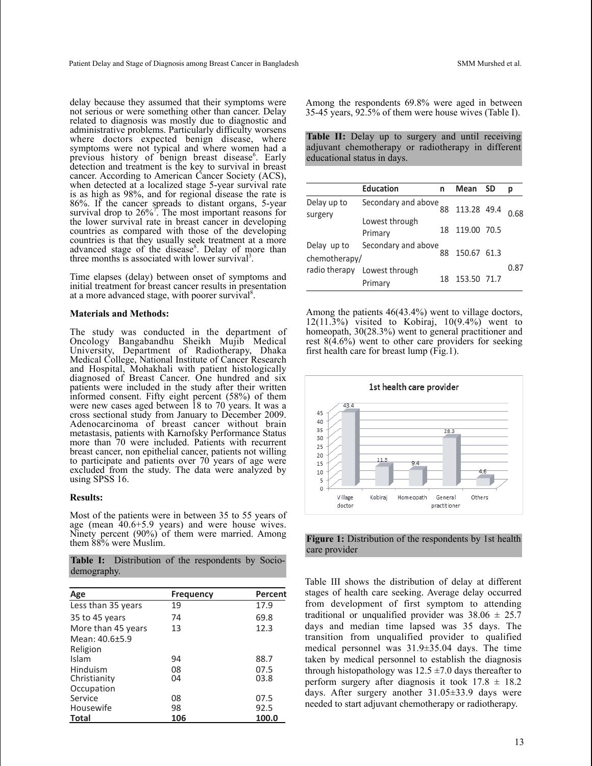delay because they assumed that their symptoms were not serious or were something other than cancer. Delay related to diagnosis was mostly due to diagnostic and administrative problems. Particularly difficulty worsens where doctors expected benign disease, where symptoms were not typical and where women had a previous history of benign breast disease[6]. Early detection and treatment is the key to survival in breast cancer. According to American Cancer Society (ACS), when detected at a localized stage 5-year survival rate is as high as 98%, and for regional disease the rate is 86%. If the cancer spreads to distant organs, 5-year survival drop to 26%[7]. The most important reasons for the lower survival rate in breast cancer in developing countries as compared with those of the developing countries is that they usually seek treatment at a more advanced stage of the disease[8]. Delay of more than three months is associated with lower survival[3].

Time elapses (delay) between onset of symptoms and initial treatment for breast cancer results in presentation at a more advanced stage, with poorer survival[8].

**Materials and Methods:**

The study was conducted in the department of Oncology Bangabandhu Sheikh Mujib Medical University, Department of Radiotherapy, Dhaka Medical College, National Institute of Cancer Research and Hospital, Mohakhali with patient histologically diagnosed of Breast Cancer. One hundred and six patients were included in the study after their written informed consent. Fifty eight percent (58%) of them were new cases aged between 18 to 70 years. It was a cross sectional study from January to December 2009. Adenocarcinoma of breast cancer without brain metastasis, patients with Karnofsky Performance Status more than 70 were included. Patients with recurrent breast cancer, non epithelial cancer, patients not willing to participate and patients over 70 years of age were excluded from the study. The data were analyzed by using SPSS 16.

**Results:**

Most of the patients were in between 35 to 55 years of age (mean 40.6+5.9 years) and were house wives. Ninety percent (90%) of them were married. Among them 88% were Muslim.

**Table I:** Distribution of the respondents by Socio-demography.

| Age | Frequency | Percent |
|---|---|---|
| Less than 35 years | 19 | 17.9 |
| 35 to 45 years | 74 | 69.8 |
| More than 45 years | 13 | 12.3 |
| Mean: 40.6±5.9 | | |
| Religion | | |
| Islam | 94 | 88.7 |
| Hinduism | 08 | 07.5 |
| Christianity | 04 | 03.8 |
| Occupation | | |
| Service | 08 | 07.5 |
| Housewife | 98 | 92.5 |
| **Total** | **106** | **100.0** |

Among the respondents 69.8% were aged in between 35-45 years, 92.5% of them were house wives (Table I).

**Table II:** Delay up to surgery and until receiving adjuvant chemotherapy or radiotherapy in different educational status in days.

| | Education | n | Mean | SD | p |
|---|---|---|---|---|---|
| Delay up to surgery | Secondary and above | 88 | 113.28 | 49.4 | 0.68 |
| | Lowest through Primary | 18 | 119.00 | 70.5 | |
| Delay up to chemotherapy/ radio therapy | Secondary and above | 88 | 150.67 | 61.3 | 0.87 |
| | Lowest through Primary | 18 | 153.50 | 71.7 | |

Among the patients 46(43.4%) went to village doctors, 12(11.3%) visited to Kobiraj, 10(9.4%) went to homeopath, 30(28.3%) went to general practitioner and rest 8(4.6%) went to other care providers for seeking first health care for breast lump (Fig.1).

**Figure 1:** Distribution of the respondents by 1st health care provider

Table III shows the distribution of delay at different stages of health care seeking. Average delay occurred from development of first symptom to attending traditional or unqualified provider was 38.06 ± 25.7 days and median time lapsed was 35 days. The transition from unqualified provider to qualified medical personnel was 31.9±35.04 days. The time taken by medical personnel to establish the diagnosis through histopathology was 12.5 ±7.0 days thereafter to perform surgery after diagnosis it took 17.8 ± 18.2 days. After surgery another 31.05±33.9 days were needed to start adjuvant chemotherapy or radiotherapy.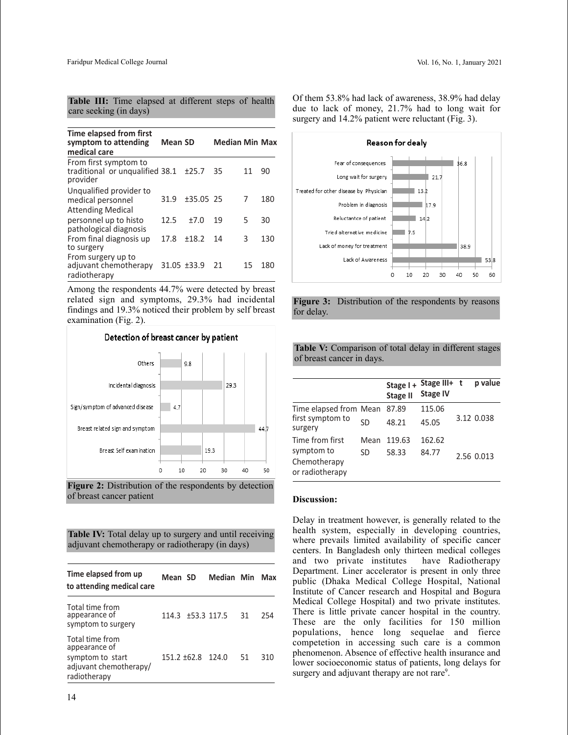**Table III:** Time elapsed at different steps of health care seeking (in days)

| Time elapsed from first symptom to attending medical care | Mean | SD | Median | Min | Max |
|---|---|---|---|---|---|
| From first symptom to traditional or unqualified provider | 38.1 | ±25.7 | 35 | 11 | 90 |
| Unqualified provider to medical personnel | 31.9 | ±35.05 | 25 | 7 | 180 |
| Attending Medical personnel up to histo pathological diagnosis | 12.5 | ±7.0 | 19 | 5 | 30 |
| From final diagnosis up to surgery | 17.8 | ±18.2 | 14 | 3 | 130 |
| From surgery up to adjuvant chemotherapy radiotherapy | 31.05 | ±33.9 | 21 | 15 | 180 |

Among the respondents 44.7% were detected by breast related sign and symptoms, 29.3% had incidental findings and 19.3% noticed their problem by self breast examination (Fig. 2).

Detection of breast cancer by patient

| Category | % |
|---|---|
| Others | 9.8 |
| Incidental diagnosis | 29.3 |
| Sign/symptom of advanced disease | 4.7 |
| Breast related sign and symptom | 44.7 |
| Breast Self examination | 19.3 |

**Figure 2:** Distribution of the respondents by detection of breast cancer patient

**Table IV:** Total delay up to surgery and until receiving adjuvant chemotherapy or radiotherapy (in days)

| Time elapsed from up to attending medical care | Mean | SD | Median | Min | Max |
|---|---|---|---|---|---|
| Total time from appearance of symptom to surgery | 114.3 | ±53.3 | 117.5 | 31 | 254 |
| Total time from appearance of symptom to start adjuvant chemotherapy/ radiotherapy | 151.2 | ±62.8 | 124.0 | 51 | 310 |

Of them 53.8% had lack of awareness, 38.9% had delay due to lack of money, 21.7% had to long wait for surgery and 14.2% patient were reluctant (Fig. 3).

Reason for dealy

| Reason | % |
|---|---|
| Fear of consequences | 36.8 |
| Long wait for surgery | 21.7 |
| Treated for other disease by Physician | 13.2 |
| Problem in diagnosis | 17.9 |
| Reluctantce of patient | 14.2 |
| Tried alternative medicine | 7.5 |
| Lack of money for treatment | 38.9 |
| Lack of Awareness | 53.8 |

**Figure 3:** Distribution of the respondents by reasons for delay.

**Table V:** Comparison of total delay in different stages of breast cancer in days.

| | | Stage I + Stage II | Stage III+ Stage IV | t | p value |
|---|---|---|---|---|---|
| Time elapsed from first symptom to surgery | Mean | 87.89 | 115.06 | 3.12 | 0.038 |
| | SD | 48.21 | 45.05 | | |
| Time from first symptom to Chemotherapy or radiotherapy | Mean | 119.63 | 162.62 | 2.56 | 0.013 |
| | SD | 58.33 | 84.77 | | |

**Discussion:**

Delay in treatment however, is generally related to the health system, especially in developing countries, where prevails limited availability of specific cancer centers. In Bangladesh only thirteen medical colleges and two private institutes have Radiotherapy Department. Liner accelerator is present in only three public (Dhaka Medical College Hospital, National Institute of Cancer research and Hospital and Bogura Medical College Hospital) and two private institutes. There is little private cancer hospital in the country. These are the only facilities for 150 million populations, hence long sequelae and fierce competetion in accessing such care is a common phenomenon. Absence of effective health insurance and lower socioeconomic status of patients, long delays for surgery and adjuvant therapy are not rare[9].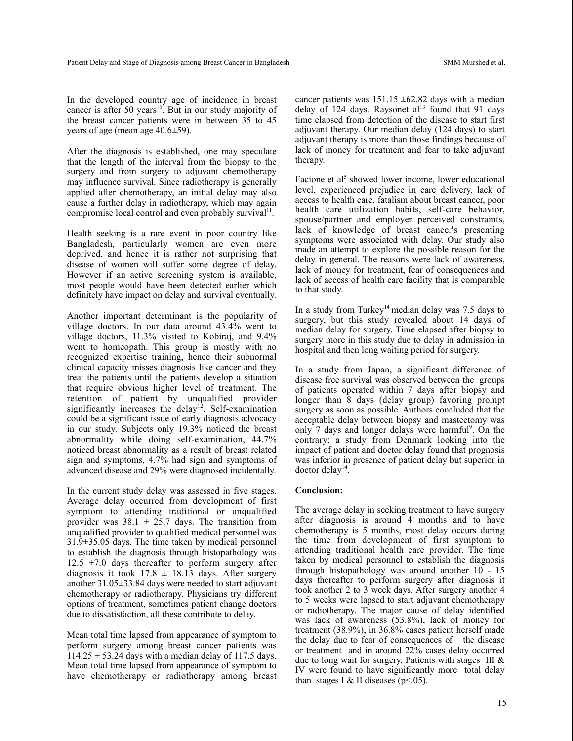In the developed country age of incidence in breast cancer is after 50 years[10]. But in our study majority of the breast cancer patients were in between 35 to 45 years of age (mean age 40.6±59).

After the diagnosis is established, one may speculate that the length of the interval from the biopsy to the surgery and from surgery to adjuvant chemotherapy may influence survival. Since radiotherapy is generally applied after chemotherapy, an initial delay may also cause a further delay in radiotherapy, which may again compromise local control and even probably survival[11].

Health seeking is a rare event in poor country like Bangladesh, particularly women are even more deprived, and hence it is rather not surprising that disease of women will suffer some degree of delay. However if an active screening system is available, most people would have been detected earlier which definitely have impact on delay and survival eventually.

Another important determinant is the popularity of village doctors. In our data around 43.4% went to village doctors, 11.3% visited to Kobiraj, and 9.4% went to homeopath. This group is mostly with no recognized expertise training, hence their subnormal clinical capacity misses diagnosis like cancer and they treat the patients until the patients develop a situation that require obvious higher level of treatment. The retention of patient by unqualified provider significantly increases the delay[12]. Self-examination could be a significant issue of early diagnosis advocacy in our study. Subjects only 19.3% noticed the breast abnormality while doing self-examination, 44.7% noticed breast abnormality as a result of breast related sign and symptoms, 4.7% had sign and symptoms of advanced disease and 29% were diagnosed incidentally.

In the current study delay was assessed in five stages. Average delay occurred from development of first symptom to attending traditional or unqualified provider was 38.1 ± 25.7 days. The transition from unqualified provider to qualified medical personnel was 31.9±35.05 days. The time taken by medical personnel to establish the diagnosis through histopathology was 12.5 ±7.0 days thereafter to perform surgery after diagnosis it took 17.8 ± 18.13 days. After surgery another 31.05±33.84 days were needed to start adjuvant chemotherapy or radiotherapy. Physicians try different options of treatment, sometimes patient change doctors due to dissatisfaction, all these contribute to delay.

Mean total time lapsed from appearance of symptom to perform surgery among breast cancer patients was 114.25 ± 53.24 days with a median delay of 117.5 days. Mean total time lapsed from appearance of symptom to have chemotherapy or radiotherapy among breast cancer patients was 151.15 ±62.82 days with a median delay of 124 days. Raysonet al[13] found that 91 days time elapsed from detection of the disease to start first adjuvant therapy. Our median delay (124 days) to start adjuvant therapy is more than those findings because of lack of money for treatment and fear to take adjuvant therapy.

Facione et al[5] showed lower income, lower educational level, experienced prejudice in care delivery, lack of access to health care, fatalism about breast cancer, poor health care utilization habits, self-care behavior, spouse/partner and employer perceived constraints, lack of knowledge of breast cancer's presenting symptoms were associated with delay. Our study also made an attempt to explore the possible reason for the delay in general. The reasons were lack of awareness, lack of money for treatment, fear of consequences and lack of access of health care facility that is comparable to that study.

In a study from Turkey[14] median delay was 7.5 days to surgery, but this study revealed about 14 days of median delay for surgery. Time elapsed after biopsy to surgery more in this study due to delay in admission in hospital and then long waiting period for surgery.

In a study from Japan, a significant difference of disease free survival was observed between the groups of patients operated within 7 days after biopsy and longer than 8 days (delay group) favoring prompt surgery as soon as possible. Authors concluded that the acceptable delay between biopsy and mastectomy was only 7 days and longer delays were harmful[9]. On the contrary; a study from Denmark looking into the impact of patient and doctor delay found that prognosis was inferior in presence of patient delay but superior in doctor delay[14].

**Conclusion:**

The average delay in seeking treatment to have surgery after diagnosis is around 4 months and to have chemotherapy is 5 months, most delay occurs during the time from development of first symptom to attending traditional health care provider. The time taken by medical personnel to establish the diagnosis through histopathology was around another 10 - 15 days thereafter to perform surgery after diagnosis it took another 2 to 3 week days. After surgery another 4 to 5 weeks were lapsed to start adjuvant chemotherapy or radiotherapy. The major cause of delay identified was lack of awareness (53.8%), lack of money for treatment (38.9%), in 36.8% cases patient herself made the delay due to fear of consequences of the disease or treatment and in around 22% cases delay occurred due to long wait for surgery. Patients with stages III & IV were found to have significantly more total delay than stages I & II diseases ($p<.05$).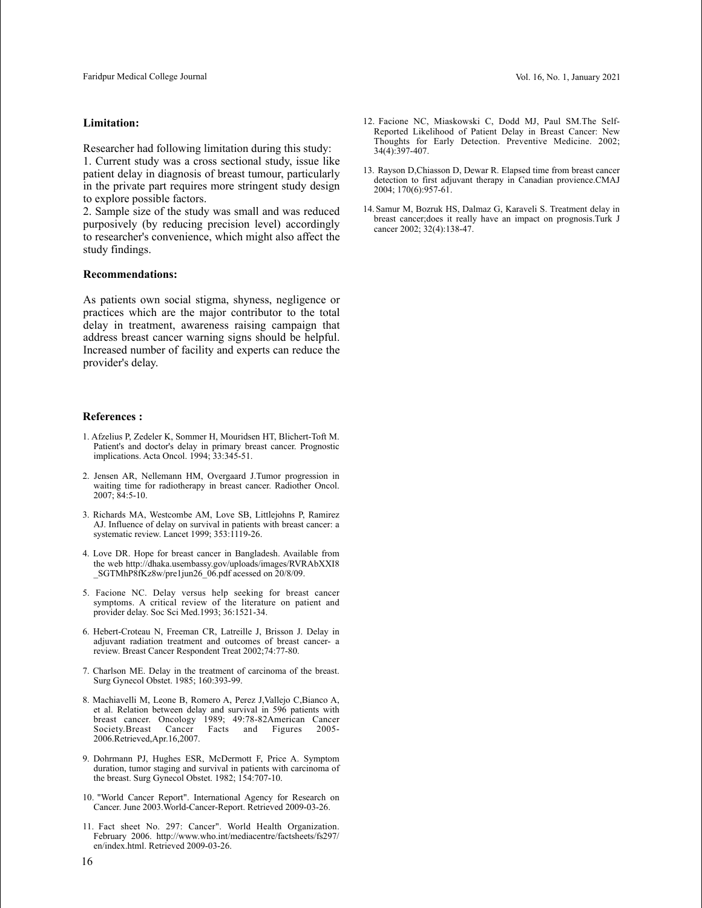## Limitation:

Researcher had following limitation during this study:

1. Current study was a cross sectional study, issue like patient delay in diagnosis of breast tumour, particularly in the private part requires more stringent study design to explore possible factors.
2. Sample size of the study was small and was reduced purposively (by reducing precision level) accordingly to researcher's convenience, which might also affect the study findings.

## Recommendations:

As patients own social stigma, shyness, negligence or practices which are the major contributor to the total delay in treatment, awareness raising campaign that address breast cancer warning signs should be helpful. Increased number of facility and experts can reduce the provider's delay.

## References :

1. Afzelius P, Zedeler K, Sommer H, Mouridsen HT, Blichert-Toft M. Patient's and doctor's delay in primary breast cancer. Prognostic implications. Acta Oncol. 1994; 33:345-51.
2. Jensen AR, Nellemann HM, Overgaard J.Tumor progression in waiting time for radiotherapy in breast cancer. Radiother Oncol. 2007; 84:5-10.
3. Richards MA, Westcombe AM, Love SB, Littlejohns P, Ramirez AJ. Influence of delay on survival in patients with breast cancer: a systematic review. Lancet 1999; 353:1119-26.
4. Love DR. Hope for breast cancer in Bangladesh. Available from the web http://dhaka.usembassy.gov/uploads/images/RVRAbXXI8_SGTMhP8fKz8w/pre1jun26_06.pdf acessed on 20/8/09.
5. Facione NC. Delay versus help seeking for breast cancer symptoms. A critical review of the literature on patient and provider delay. Soc Sci Med.1993; 36:1521-34.
6. Hebert-Croteau N, Freeman CR, Latreille J, Brisson J. Delay in adjuvant radiation treatment and outcomes of breast cancer- a review. Breast Cancer Respondent Treat 2002;74:77-80.
7. Charlson ME. Delay in the treatment of carcinoma of the breast. Surg Gynecol Obstet. 1985; 160:393-99.
8. Machiavelli M, Leone B, Romero A, Perez J,Vallejo C,Bianco A, et al. Relation between delay and survival in 596 patients with breast cancer. Oncology 1989; 49:78-82American Cancer Society.Breast Cancer Facts and Figures 2005-2006.Retrieved,Apr.16,2007.
9. Dohrmann PJ, Hughes ESR, McDermott F, Price A. Symptom duration, tumor staging and survival in patients with carcinoma of the breast. Surg Gynecol Obstet. 1982; 154:707-10.
10. "World Cancer Report". International Agency for Research on Cancer. June 2003.World-Cancer-Report. Retrieved 2009-03-26.
11. Fact sheet No. 297: Cancer". World Health Organization. February 2006. http://www.who.int/mediacentre/factsheets/fs297/en/index.html. Retrieved 2009-03-26.
12. Facione NC, Miaskowski C, Dodd MJ, Paul SM.The Self-Reported Likelihood of Patient Delay in Breast Cancer: New Thoughts for Early Detection. Preventive Medicine. 2002; 34(4):397-407.
13. Rayson D,Chiasson D, Dewar R. Elapsed time from breast cancer detection to first adjuvant therapy in Canadian provience.CMAJ 2004; 170(6):957-61.
14. Samur M, Bozruk HS, Dalmaz G, Karaveli S. Treatment delay in breast cancer;does it really have an impact on prognosis.Turk J cancer 2002; 32(4):138-47.